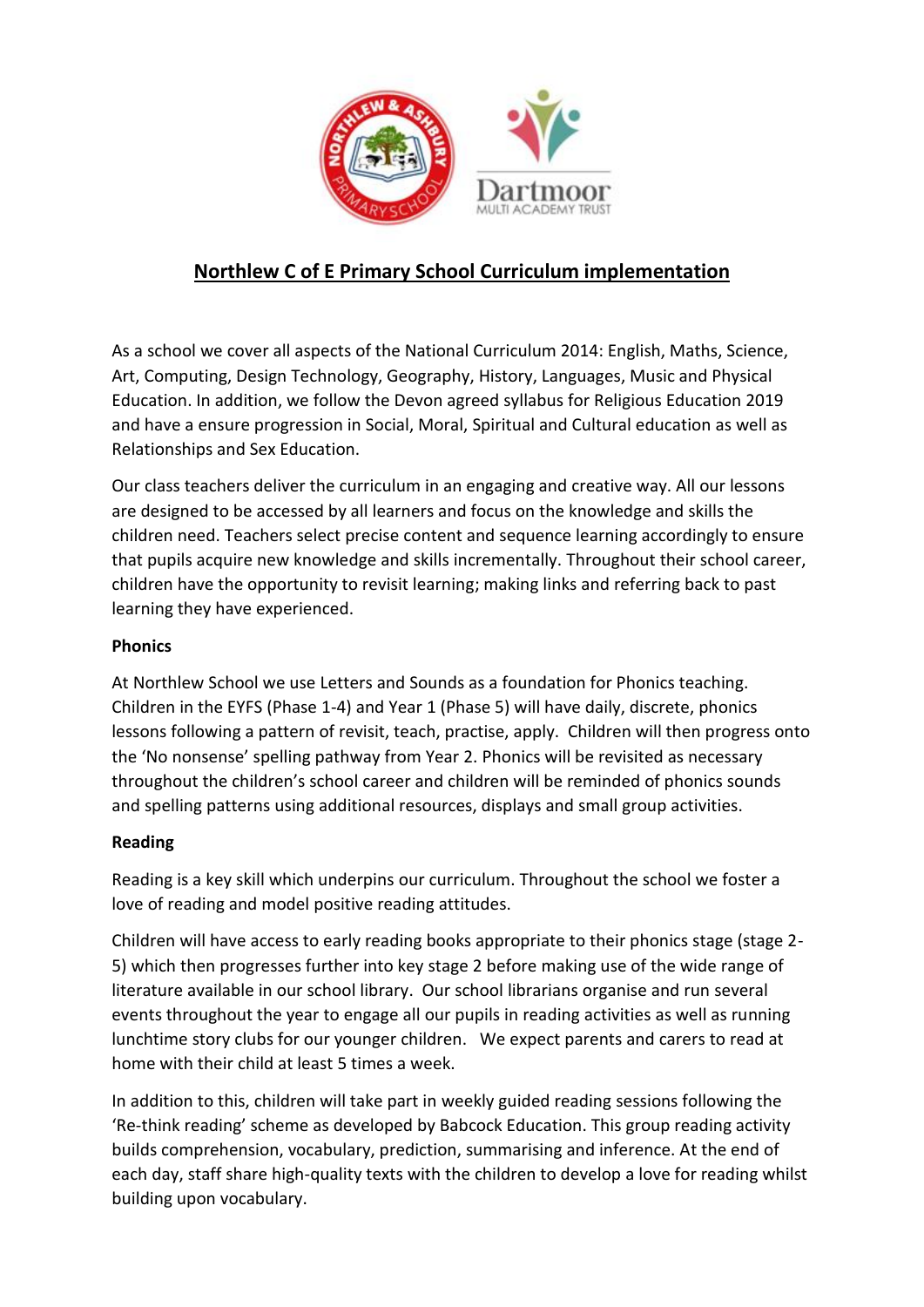# Northlew C of E Primary School Curriculum implementation

As a school we cover all aspects of the National Curriculum 2014: English, Maths, Science, Art, Computing, Design Technology, Geography, History, Languages, Music and Physical Education. In addition, we follow the Devon agreed syllabus for Religious Education 2019 and have a ensure progression in Social, Moral, Spiritual and Cultural education as well as Relationships and Sex Education.

Our class teachers deliver the curriculum in an engaging and creative way. All our lessons are designed to be accessed by all learners and focus on the knowledge and skills the children need. Teachers select precise content and sequence learning accordingly to ensure that pupils acquire new knowledge and skills incrementally. Throughout their school career, children have the opportunity to revisit learning; making links and referring back to past learning they have experienced.

**Phonics**

At Northlew School we use Letters and Sounds as a foundation for Phonics teaching. Children in the EYFS (Phase 1-4) and Year 1 (Phase 5) will have daily, discrete, phonics lessons following a pattern of revisit, teach, practise, apply. Children will then progress onto the 'No nonsense' spelling pathway from Year 2. Phonics will be revisited as necessary throughout the children's school career and children will be reminded of phonics sounds and spelling patterns using additional resources, displays and small group activities.

**Reading**

Reading is a key skill which underpins our curriculum. Throughout the school we foster a love of reading and model positive reading attitudes.

Children will have access to early reading books appropriate to their phonics stage (stage 2-5) which then progresses further into key stage 2 before making use of the wide range of literature available in our school library. Our school librarians organise and run several events throughout the year to engage all our pupils in reading activities as well as running lunchtime story clubs for our younger children. We expect parents and carers to read at home with their child at least 5 times a week.

In addition to this, children will take part in weekly guided reading sessions following the 'Re-think reading' scheme as developed by Babcock Education. This group reading activity builds comprehension, vocabulary, prediction, summarising and inference. At the end of each day, staff share high-quality texts with the children to develop a love for reading whilst building upon vocabulary.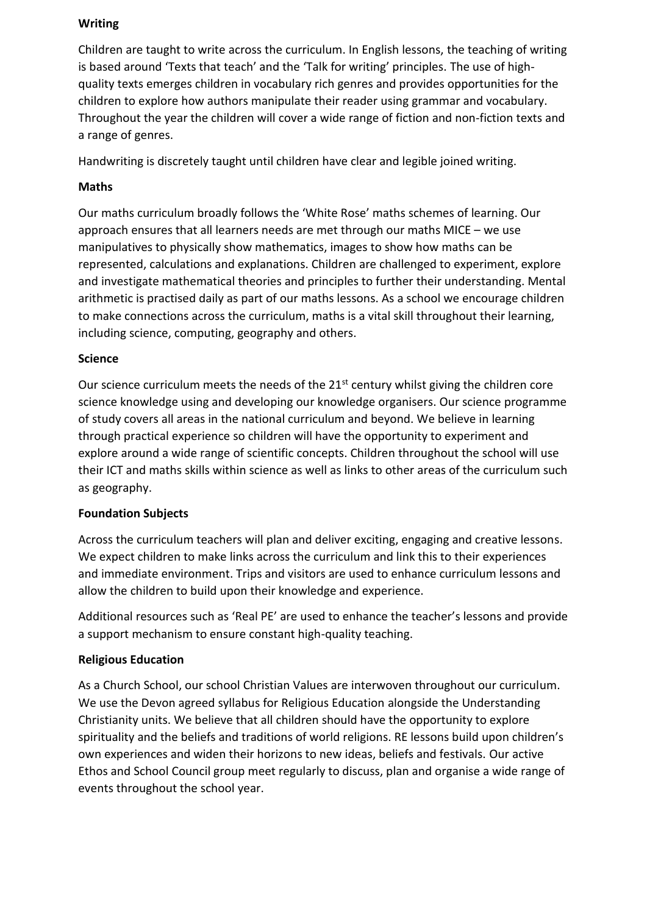**Writing**

Children are taught to write across the curriculum. In English lessons, the teaching of writing is based around 'Texts that teach' and the 'Talk for writing' principles. The use of high-quality texts emerges children in vocabulary rich genres and provides opportunities for the children to explore how authors manipulate their reader using grammar and vocabulary. Throughout the year the children will cover a wide range of fiction and non-fiction texts and a range of genres.

Handwriting is discretely taught until children have clear and legible joined writing.

**Maths**

Our maths curriculum broadly follows the 'White Rose' maths schemes of learning. Our approach ensures that all learners needs are met through our maths MICE – we use manipulatives to physically show mathematics, images to show how maths can be represented, calculations and explanations. Children are challenged to experiment, explore and investigate mathematical theories and principles to further their understanding. Mental arithmetic is practised daily as part of our maths lessons. As a school we encourage children to make connections across the curriculum, maths is a vital skill throughout their learning, including science, computing, geography and others.

**Science**

Our science curriculum meets the needs of the 21st century whilst giving the children core science knowledge using and developing our knowledge organisers. Our science programme of study covers all areas in the national curriculum and beyond. We believe in learning through practical experience so children will have the opportunity to experiment and explore around a wide range of scientific concepts. Children throughout the school will use their ICT and maths skills within science as well as links to other areas of the curriculum such as geography.

**Foundation Subjects**

Across the curriculum teachers will plan and deliver exciting, engaging and creative lessons. We expect children to make links across the curriculum and link this to their experiences and immediate environment. Trips and visitors are used to enhance curriculum lessons and allow the children to build upon their knowledge and experience.

Additional resources such as 'Real PE' are used to enhance the teacher's lessons and provide a support mechanism to ensure constant high-quality teaching.

**Religious Education**

As a Church School, our school Christian Values are interwoven throughout our curriculum. We use the Devon agreed syllabus for Religious Education alongside the Understanding Christianity units. We believe that all children should have the opportunity to explore spirituality and the beliefs and traditions of world religions. RE lessons build upon children's own experiences and widen their horizons to new ideas, beliefs and festivals. Our active Ethos and School Council group meet regularly to discuss, plan and organise a wide range of events throughout the school year.